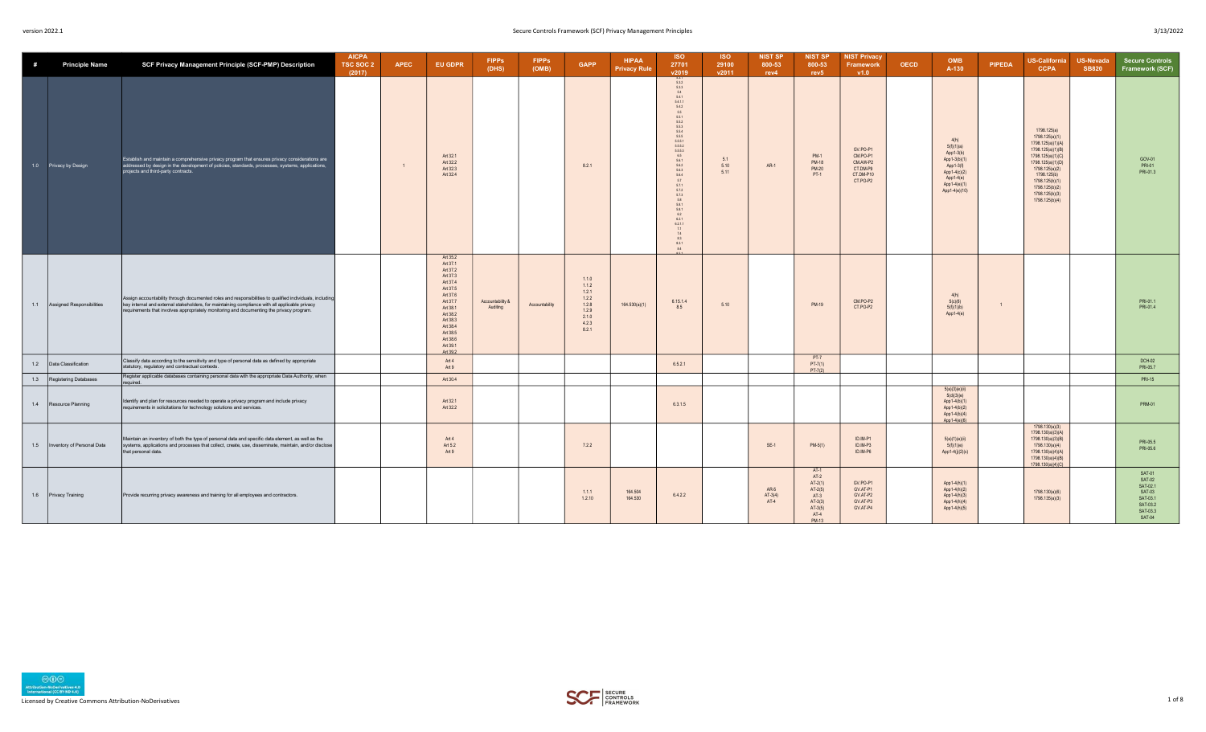| # | Principle Name | SCF Privacy Management Principle (SCF-PMP) Description | AICPA TSC SOC 2 (2017) | APEC | EU GDPR | FIPPs (DHS) | FIPPs (OMB) | GAPP | HIPAA Privacy Rule | ISO 27701 v2019 | ISO 29100 v2011 | NIST SP 800-53 rev4 | NIST SP 800-53 rev5 | NIST Privacy Framework v1.0 | OECD | OMB A-130 | PIPEDA | US-California CCPA | US-Nevada SB820 | Secure Controls Framework (SCF) |
|---|---|---|---|---|---|---|---|---|---|---|---|---|---|---|---|---|---|---|---|---|
| 1.0 | Privacy by Design | Establish and maintain a comprehensive privacy program that ensures privacy considerations are addressed by design in the development of policies, standards, processes, systems, applications, projects and third-party contracts. | | 1 | Art 32.1 Art 32.2 Art 32.3 Art 32.4 | | | 8.2.1 | | 5.3.2 5.3.3 5.4 5.4.1 5.4.1.1 5.4.2 5.5 5.5.1 5.5.2 5.5.3 5.5.4 5.5.5 5.5.5.1 5.5.5.2 5.5.5.3 5.6 5.6.1 5.6.2 5.6.3 5.6.4 5.7 5.7.1 5.7.2 5.7.3 5.8 5.8.1 5.8.1 6.2 6.2.1 6.2.1.1 7.1 7.4 8.3 8.3.1 8.4 | 5.1 5.10 5.11 | AR-1 | PM-1 PM-18 PM-20 PT-1 | GV.PO-P1 CM.PO-P1 CM.AW-P2 CT.DM-P9 CT.DM-P10 CT.PO-P2 | | 4(h) 5(f)(1)(a) App1-3(b) App1-3(b)(1) App1-3(f) App1-4(c)(2) App1-4(e) App1-4(e)(1) App1-4(e)(10) | | 1798.125(a) 1798.125(a)(1) 1798.125(a)(1)(A) 1798.125(a)(1)(B) 1798.125(a)(1)(C) 1798.125(a)(1)(D) 1798.125(a)(2) 1798.125(b) 1798.125(b)(1) 1798.125(b)(2) 1798.125(b)(3) 1798.125(b)(4) | | GOV-01 PRI-01 PRI-01.3 |
| 1.1 | Assigned Responsibilities | Assign accountability through documented roles and responsibilities to qualified individuals, including key internal and external stakeholders, for maintaining compliance with all applicable privacy requirements that involves appropriately monitoring and documenting the privacy program. | | | Art 35.2 Art 37.1 Art 37.2 Art 37.3 Art 37.4 Art 37.5 Art 37.6 Art 37.7 Art 38.1 Art 38.2 Art 38.3 Art 38.4 Art 38.5 Art 38.6 Art 39.1 Art 39.2 | Accountability & Auditing | Accountability | 1.1.0 1.1.2 1.2.1 1.2.2 1.2.8 1.2.9 2.1.0 4.2.3 8.2.1 | 164.530(a)(1) | 6.15.1.4 8.5 | 5.10 | | PM-19 | CM.PO-P2 CT.PO-P2 | | 4(h) 5(c)(8) 5(f)(1)(b) App1-4(a) | 1 | | | PRI-01.1 PRI-01.4 |
| 1.2 | Data Classification | Classify data according to the sensitivity and type of personal data as defined by appropriate statutory, regulatory and contractual contexts. | | | Art 4 Art 9 | | | | | 6.5.2.1 | | | PT-7 PT-7(1) PT-7(2) | | | | | | | DCH-02 PRI-05.7 |
| 1.3 | Registering Databases | Register applicable databases containing personal data with the appropriate Data Authority, when required. | | | Art 30.4 | | | | | | | | | | | | | | | PRI-15 |
| 1.4 | Resource Planning | Identify and plan for resources needed to operate a privacy program and include privacy requirements in solicitations for technology solutions and services. | | | Art 32.1 Art 32.2 | | | | | 6.3.1.5 | | | | | | 5(a)(3)(e)(ii) 5(d)(3)(e) App1-4(b)(1) App1-4(b)(2) App1-4(b)(4) App1-4(e)(6) | | | | PRM-01 |
| 1.5 | Inventory of Personal Data | Maintain an inventory of both the type of personal data and specific data element, as well as the systems, applications and processes that collect, create, use, disseminate, maintain, and/or disclose that personal data. | | | Art 4 Art 5.2 Art 9 | | | 7.2.2 | | | | SE-1 | PM-5(1) | ID.IM-P1 ID.IM-P3 ID.IM-P6 | | 5(a)(1)(a)(ii) 5(f)(1)(e) App1-4(j)(2)(c) | | 1798.130(a)(3) 1798.130(a)(3)(A) 1798.130(a)(3)(B) 1798.130(a)(4) 1798.130(a)(4)(A) 1798.130(a)(4)(B) 1798.130(a)(4)(C) | | PRI-05.5 PRI-05.6 |
| 1.6 | Privacy Training | Provide recurring privacy awareness and training for all employees and contractors. | | | | | | 1.1.1 1.2.10 | 164.504 164.530 | 6.4.2.2 | | AR-5 AT-3(4) AT-4 | AT-1 AT-2 AT-2(1) AT-2(5) AT-3 AT-3(3) AT-3(5) AT-4 PM-13 | GV.PO-P1 GV.AT-P1 GV.AT-P2 GV.AT-P3 GV.AT-P4 | | App1-4(h)(1) App1-4(h)(2) App1-4(h)(3) App1-4(h)(4) App1-4(h)(5) | | 1798.130(a)(6) 1798.135(a)(3) | | SAT-01 SAT-02 SAT-02.1 SAT-03 SAT-03.1 SAT-03.2 SAT-03.3 SAT-04 |

Licensed by Creative Commons Attribution-NoDerivatives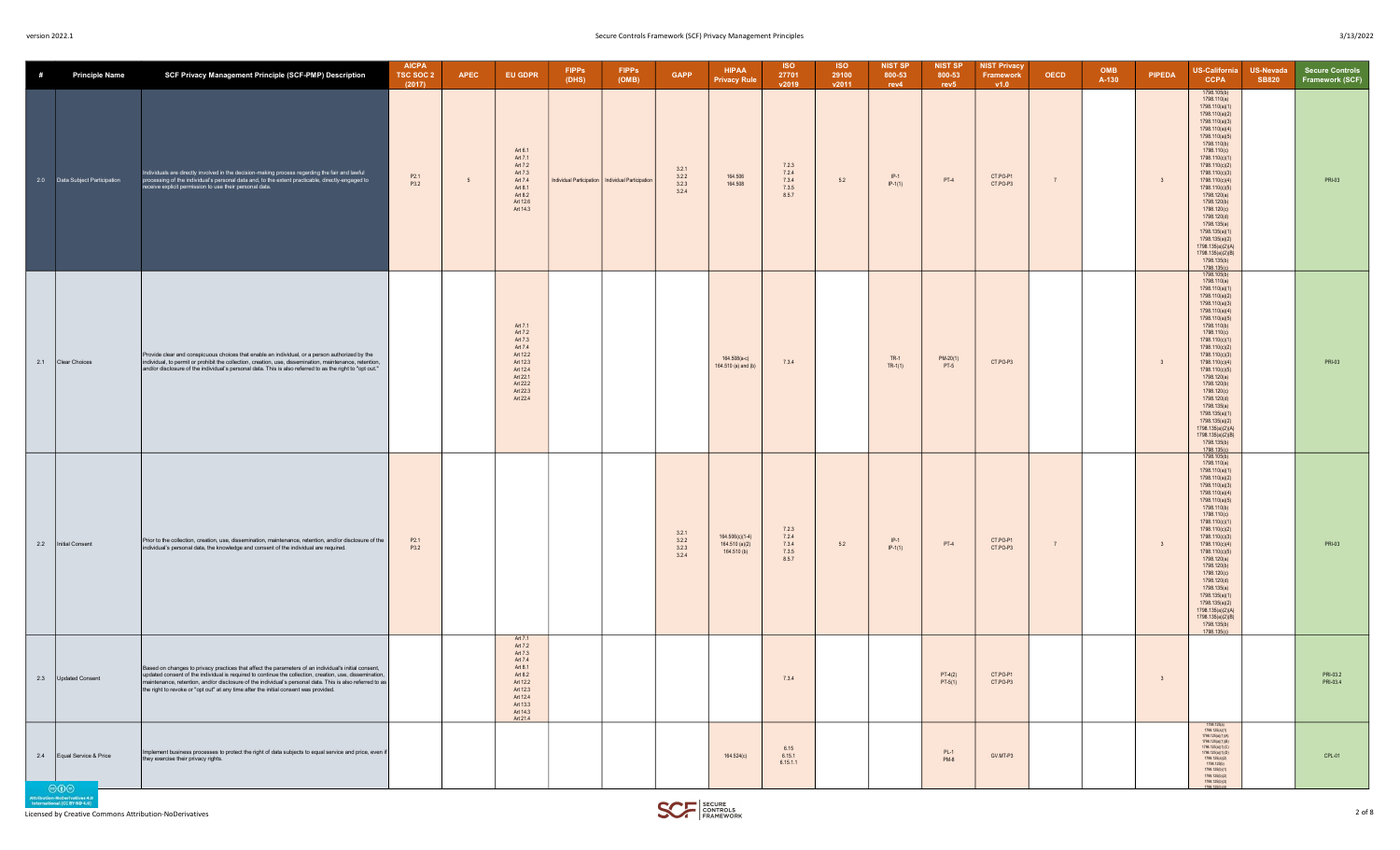| # | Principle Name | SCF Privacy Management Principle (SCF-PMP) Description | AICPA TSC SOC 2 (2017) | APEC | EU GDPR | FIPPs (DHS) | FIPPs (OMB) | GAPP | HIPAA Privacy Rule | ISO 27701 v2019 | ISO 29100 v2011 | NIST SP 800-53 rev4 | NIST SP 800-53 rev5 | NIST Privacy Framework v1.0 | OECD | OMB A-130 | PIPEDA | US-California CCPA | US-Nevada SB820 | Secure Controls Framework (SCF) |
|---|---|---|---|---|---|---|---|---|---|---|---|---|---|---|---|---|---|---|---|---|
| 2.0 | Data Subject Participation | Individuals are directly involved in the decision-making process regarding the fair and lawful processing of the individual's personal data and, to the extent practicable, directly-engaged to receive explicit permission to use their personal data. | P2.1<br>P3.2 | 5 | Art 6.1<br>Art 7.1<br>Art 7.2<br>Art 7.3<br>Art 7.4<br>Art 8.1<br>Art 8.2<br>Art 12.6<br>Art 14.3 | Individual Participation | Individual Participation | 3.2.1<br>3.2.2<br>3.2.3<br>3.2.4 | 164.506<br>164.508 | 7.2.3<br>7.2.4<br>7.3.4<br>7.3.5<br>8.5.7 | 5.2 | IP-1<br>IP-1(1) | PT-4 | CT.PO-P1<br>CT.PO-P3 | 7 | | 3 | 1798.105(b)<br>1798.110(a)<br>1798.110(a)(1)<br>1798.110(a)(2)<br>1798.110(a)(3)<br>1798.110(a)(4)<br>1798.110(a)(5)<br>1798.110(b)<br>1798.110(c)<br>1798.110(c)(1)<br>1798.110(c)(2)<br>1798.110(c)(3)<br>1798.110(c)(4)<br>1798.110(c)(5)<br>1798.120(a)<br>1798.120(b)<br>1798.120(c)<br>1798.120(d)<br>1798.135(a)<br>1798.135(a)(1)<br>1798.135(a)(2)<br>1798.135(a)(2)(A)<br>1798.135(a)(2)(B)<br>1798.135(b)<br>1798.135(c) | | PRI-03 |
| 2.1 | Clear Choices | Provide clear and conspicuous choices that enable an individual, or a person authorized by the individual, to permit or prohibit the collection, creation, use, dissemination, maintenance, retention, and/or disclosure of the individual's personal data. This is also referred to as the right to "opt out." | | | Art 7.1<br>Art 7.2<br>Art 7.3<br>Art 7.4<br>Art 12.2<br>Art 12.3<br>Art 12.4<br>Art 22.1<br>Art 22.2<br>Art 22.3<br>Art 22.4 | | | | 164.508(a-c)<br>164.510 (a) and (b) | 7.3.4 | | TR-1<br>TR-1(1) | PM-20(1)<br>PT-5 | CT.PO-P3 | | | 3 | 1798.105(b)<br>1798.110(a)<br>1798.110(a)(1)<br>1798.110(a)(2)<br>1798.110(a)(3)<br>1798.110(a)(4)<br>1798.110(a)(5)<br>1798.110(b)<br>1798.110(c)<br>1798.110(c)(1)<br>1798.110(c)(2)<br>1798.110(c)(3)<br>1798.110(c)(4)<br>1798.110(c)(5)<br>1798.120(a)<br>1798.120(b)<br>1798.120(c)<br>1798.120(d)<br>1798.135(a)<br>1798.135(a)(1)<br>1798.135(a)(2)<br>1798.135(a)(2)(A)<br>1798.135(a)(2)(B)<br>1798.135(b)<br>1798.135(c) | | PRI-03 |
| 2.2 | Initial Consent | Prior to the collection, creation, use, dissemination, maintenance, retention, and/or disclosure of the individual's personal data, the knowledge and consent of the individual are required. | P2.1<br>P3.2 | | | | | 3.2.1<br>3.2.2<br>3.2.3<br>3.2.4 | 164.506(c)(1-4)<br>164.510 (a)(2)<br>164.510 (b) | 7.2.3<br>7.2.4<br>7.3.4<br>7.3.5<br>8.5.7 | 5.2 | IP-1<br>IP-1(1) | PT-4 | CT.PO-P1<br>CT.PO-P3 | 7 | | 3 | 1798.105(b)<br>1798.110(a)<br>1798.110(a)(1)<br>1798.110(a)(2)<br>1798.110(a)(3)<br>1798.110(a)(4)<br>1798.110(a)(5)<br>1798.110(b)<br>1798.110(c)<br>1798.110(c)(1)<br>1798.110(c)(2)<br>1798.110(c)(3)<br>1798.110(c)(4)<br>1798.110(c)(5)<br>1798.120(a)<br>1798.120(b)<br>1798.120(c)<br>1798.120(d)<br>1798.135(a)<br>1798.135(a)(1)<br>1798.135(a)(2)<br>1798.135(a)(2)(A)<br>1798.135(a)(2)(B)<br>1798.135(b)<br>1798.135(c) | | PRI-03 |
| 2.3 | Updated Consent | Based on changes to privacy practices that affect the parameters of an individual's initial consent, updated consent of the individual is required to continue the collection, creation, use, dissemination, maintenance, retention, and/or disclosure of the individual's personal data. This is also referred to as the right to revoke or "opt out" at any time after the initial consent was provided. | | | Art 7.1<br>Art 7.2<br>Art 7.3<br>Art 7.4<br>Art 8.1<br>Art 8.2<br>Art 12.2<br>Art 12.3<br>Art 12.4<br>Art 14.3<br>Art 21.4 | | | | | 7.3.4 | | | PT-4(2)<br>PT-5(1) | CT.PO-P1<br>CT.PO-P3 | | | 3 | | | PRI-03.2<br>PRI-03.4 |
| 2.4 | Equal Service & Price | Implement business processes to protect the right of data subjects to equal service and price, even if they exercise their privacy rights. | | | | | | | 164.524(c) | 6.15<br>6.15.1<br>6.15.1.1 | | | PL-1<br>PM-8 | GV.MT-P3 | | | | 1798.125(a)<br>1798.125(a)(1)<br>1798.125(a)(1)(A)<br>1798.125(a)(1)(B)<br>1798.125(a)(1)(C)<br>1798.125(a)(1)(D)<br>1798.125(a)(2)<br>1798.125(b)<br>1798.125(b)(1)<br>1798.125(b)(2)<br>1798.125(b)(3)<br>1798.125(b)(4) | | CPL-01 |

Licensed by Creative Commons Attribution-NoDerivatives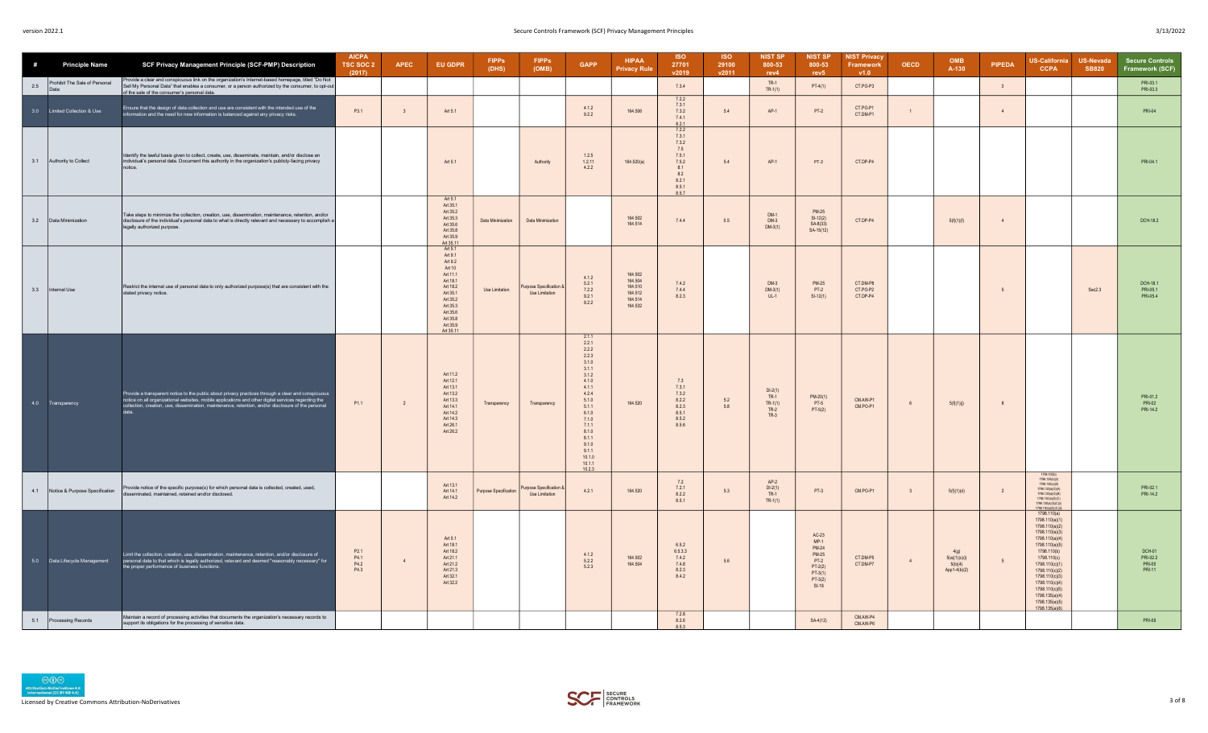| # | Principle Name | SCF Privacy Management Principle (SCF-PMP) Description | AICPA TSC SOC 2 (2017) | APEC | EU GDPR | FIPPs (DHS) | FIPPs (OMB) | GAPP | HIPAA Privacy Rule | ISO 27701 v2019 | ISO 29100 v2011 | NIST SP 800-53 rev4 | NIST SP 800-53 rev5 | NIST Privacy Framework v1.0 | OECD | OMB A-130 | PIPEDA | US-California CCPA | US-Nevada SB820 | Secure Controls Framework (SCF) |
|---|---|---|---|---|---|---|---|---|---|---|---|---|---|---|---|---|---|---|---|---|
| 2.5 | Prohibit The Sale of Personal Data | Provide a clear and conspicuous link on the organization's Internet-based homepage, titled "Do Not Sell My Personal Data" that enables a consumer, or a person authorized by the consumer, to opt-out of the sale of the consumer's personal data. | | | | | | | | 7.3.4 | | TR-1<br>TR-1(1) | PT-4(1) | CT.PO-P3 | | | 3 | | | PRI-03.1<br>PRI-03.3 |
| 3.0 | Limited Collection & Use | Ensure that the design of data collection and use are consistent with the intended use of the information and the need for new information is balanced against any privacy risks. | P3.1 | 3 | Art 5.1 | | | 4.1.2<br>9.2.2 | 164.506 | 7.2.2<br>7.3.1<br>7.3.2<br>7.4.1<br>8.2.1 | 5.4 | AP-1 | PT-2 | CT.PO-P1<br>CT.DM-P1 | 1 | | 4 | | | PRI-04 |
| 3.1 | Authority to Collect | Identify the lawful basis given to collect, create, use, disseminate, maintain, and/or disclose an individual's personal data. Document this authority in the organization's publicly-facing privacy notice. | | | Art 5.1 | | Authority | 1.2.5<br>1.2.11<br>4.2.2 | 164.520(a) | 7.2.2<br>7.3.1<br>7.3.2<br>7.5<br>7.5.1<br>7.5.2<br>8.1<br>8.2<br>8.2.1<br>8.5.1<br>8.5.7 | 5.4 | AP-1 | PT-2 | CT.DP-P4 | | | | | | PRI-04.1 |
| 3.2 | Data Minimization | Take steps to minimize the collection, creation, use, dissemination, maintenance, retention, and/or disclosure of the individual's personal data to what is directly relevant and necessary to accomplish a legally authorized purpose. | | | Art 5.1<br>Art 35.1<br>Art 35.2<br>Art 35.3<br>Art 35.6<br>Art 35.8<br>Art 35.9<br>Art 35.11 | Data Minimization | Data Minimization | | 164.502<br>164.514 | 7.4.4 | 5.5 | DM-1<br>DM-3<br>DM-3(1) | PM-25<br>SI-12(2)<br>SA-8(33)<br>SA-15(12) | CT.DP-P4 | | 5(f)(1)(f) | 4 | | | DCH-18.2 |
| 3.3 | Internal Use | Restrict the internal use of personal data to only authorized purpose(s) that are consistent with the stated privacy notice. | | | Art 5.1<br>Art 9.1<br>Art 9.2<br>Art 10<br>Art 11.1<br>Art 18.1<br>Art 18.2<br>Art 35.1<br>Art 35.2<br>Art 35.3<br>Art 35.6<br>Art 35.8<br>Art 35.9<br>Art 35.11 | Use Limitation | Purpose Specification & Use Limitation | 4.1.2<br>5.2.1<br>7.2.2<br>9.2.1<br>9.2.2 | 164.502<br>164.504<br>164.510<br>164.512<br>164.514<br>164.532 | 7.4.2<br>7.4.4<br>8.2.3 | | DM-3<br>DM-3(1)<br>UL-1 | PM-25<br>PT-2<br>SI-12(1) | CT.DM-P8<br>CT.PO-P2<br>CT.DP-P4 | | | 5 | | Sec2.3 | DCH-18.1<br>PRI-05.1<br>PRI-05.4 |
| 4.0 | Transparency | Provide a transparent notice to the public about privacy practices through a clear and conspicuous notice on all organizational websites, mobile applications and other digital services regarding the collection, creation, use, dissemination, maintenance, retention, and/or disclosure of personal data. | P1.1 | 2 | Art 11.2<br>Art 12.1<br>Art 13.1<br>Art 13.2<br>Art 13.3<br>Art 14.1<br>Art 14.2<br>Art 14.3<br>Art 26.1<br>Art 26.2 | Transparency | Transparency | 2.1.1<br>2.2.1<br>2.2.2<br>2.2.3<br>3.1.0<br>3.1.1<br>3.1.2<br>4.1.0<br>4.1.1<br>4.2.4<br>5.1.0<br>5.1.1<br>6.1.0<br>7.1.0<br>7.1.1<br>8.1.0<br>8.1.1<br>9.1.0<br>9.1.1<br>10.1.0<br>10.1.1<br>10.2.3 | 164.520 | 7.3<br>7.3.1<br>7.3.2<br>8.2.2<br>8.2.3<br>8.5.1<br>8.5.2<br>8.5.6 | 5.2<br>5.8 | DI-2(1)<br>TR-1<br>TR-1(1)<br>TR-2<br>TR-3 | PM-20(1)<br>PT-5<br>PT-5(2) | CM.AW-P1<br>CM.PO-P1 | 6 | 5(f)(1)(j) | 8 | | | PRI-01.2<br>PRI-02<br>PRI-14.2 |
| 4.1 | Notice & Purpose Specification | Provide notice of the specific purpose(s) for which personal data is collected, created, used, disseminated, maintained, retained and/or disclosed. | | | Art 13.1<br>Art 14.1<br>Art 14.2 | Purpose Specification | Purpose Specification & Use Limitation | 4.2.1 | 164.520 | 7.2<br>7.2.1<br>8.2.2<br>8.5.1 | 5.3 | AP-2<br>DI-2(1)<br>TR-1<br>TR-1(1) | PT-3 | CM.PO-P1 | 3 | 5(f)(1)(d) | 2 | 1798.100(b)<br>1798.100(c)(4)<br>1798.100(a)(4)<br>1798.130(a)(5)(A)<br>1798.130(a)(5)(B)<br>1798.130(a)(5)(C)<br>1798.130(a)(5)(C)(i)<br>1798.130(a)(5)(C)(ii) | | PRI-02.1<br>PRI-14.2 |
| 5.0 | Data Lifecycle Management | Limit the collection, creation, use, dissemination, maintenance, retention, and/or disclosure of personal data to that which is legally authorized, relevant and deemed "reasonably necessary" for the proper performance of business functions. | P2.1<br>P4.1<br>P4.2<br>P4.3 | 4 | Art 5.1<br>Art 18.1<br>Art 18.2<br>Art 21.1<br>Art 21.2<br>Art 21.3<br>Art 32.1<br>Art 32.2 | | | 4.1.2<br>5.2.2<br>5.2.3 | 164.502<br>164.504 | 6.5.2<br>6.5.3.3<br>7.4.2<br>7.4.8<br>8.2.3<br>8.4.2 | 5.6 | | AC-23<br>MP-1<br>PM-24<br>PM-25<br>PT-2<br>PT-2(2)<br>PT-3(1)<br>PT-3(2)<br>SI-18 | CT.DM-P5<br>CT.DM-P7 | 4 | 4(g)<br>5(a)(1)(c)(i)<br>5(b)(4)<br>App I-4(b)(2) | 5 | 1798.110(a)<br>1798.110(a)(1)<br>1798.110(a)(2)<br>1798.110(a)(3)<br>1798.110(a)(4)<br>1798.110(a)(5)<br>1798.110(b)<br>1798.110(c)<br>1798.110(c)(1)<br>1798.110(c)(2)<br>1798.110(c)(3)<br>1798.110(c)(4)<br>1798.110(c)(5)<br>1798.135(a)(4)<br>1798.135(a)(5)<br>1798.135(a)(6) | | DCH-01<br>PRI-02.2<br>PRI-05<br>PRI-11 |
| 5.1 | Processing Records | Maintain a record of processing activities that documents the organization's necessary records to support its obligations for the processing of sensitive data. | | | | | | | | 7.2.8<br>8.2.6<br>8.5.3 | | | SA-4(12) | CM.AW-P4<br>CM.AW-P6 | | | | | | PRI-09 |

Licensed by Creative Commons Attribution-NoDerivatives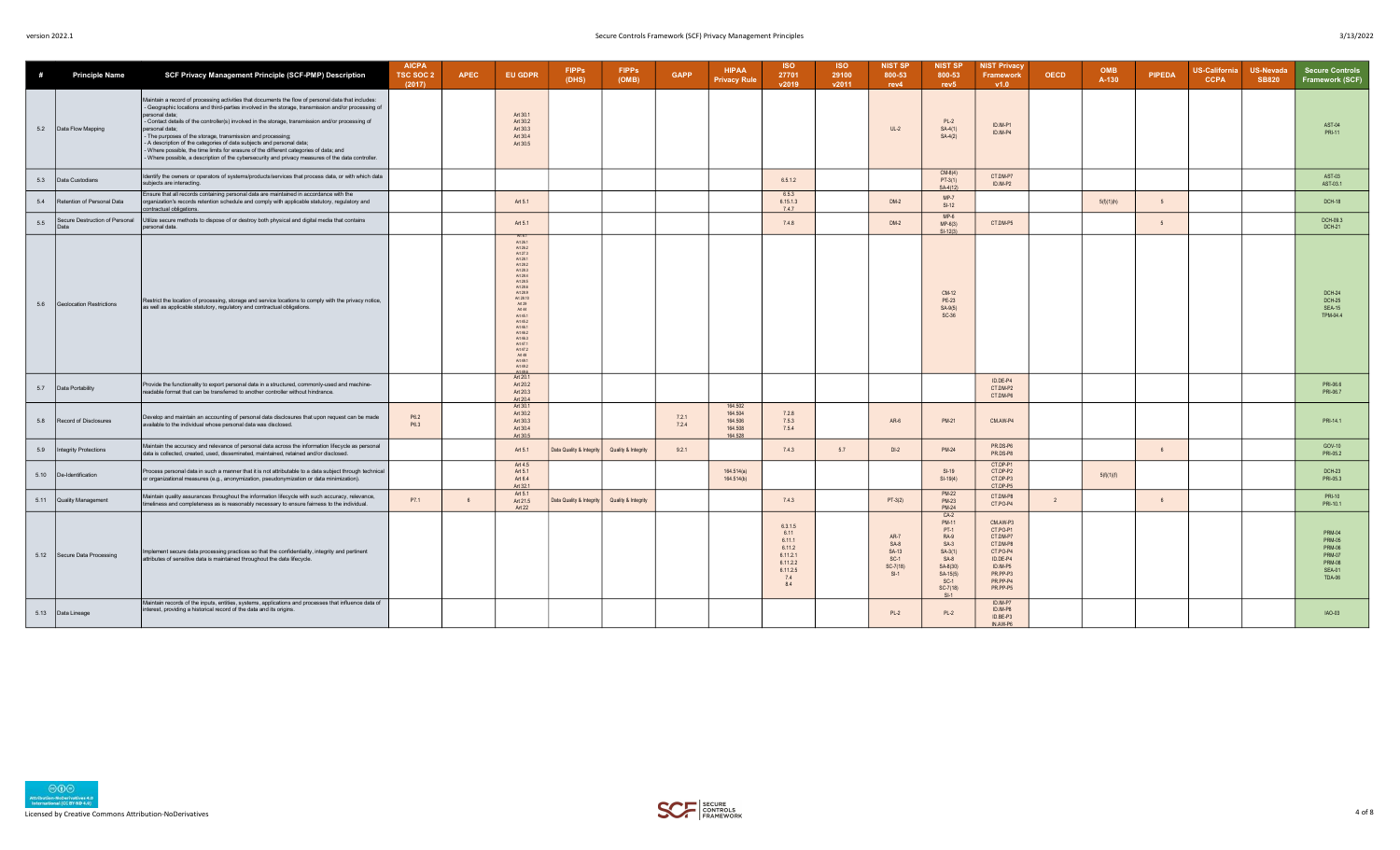| # | Principle Name | SCF Privacy Management Principle (SCF-PMP) Description | AICPA TSC SOC 2 (2017) | APEC | EU GDPR | FIPPs (DHS) | FIPPs (OMB) | GAPP | HIPAA Privacy Rule | ISO 27701 v2019 | ISO 29100 v2011 | NIST SP 800-53 rev4 | NIST SP 800-53 rev5 | NIST Privacy Framework v1.0 | OECD | OMB A-130 | PIPEDA | US-California CCPA | US-Nevada SB820 | Secure Controls Framework (SCF) |
|---|---|---|---|---|---|---|---|---|---|---|---|---|---|---|---|---|---|---|---|---|
| 5.2 | Data Flow Mapping | Maintain a record of processing activities that documents the flow of personal data that includes:<br>- Geographic locations and third-parties involved in the storage, transmission and/or processing of personal data;<br>- Contact details of the controller(s) involved in the storage, transmission and/or processing of personal data;<br>- The purposes of the storage, transmission and processing;<br>- A description of the categories of data subjects and personal data;<br>- Where possible, the time limits for erasure of the different categories of data; and<br>- Where possible, a description of the cybersecurity and privacy measures of the data controller. | | | Art 30.1<br>Art 30.2<br>Art 30.3<br>Art 30.4<br>Art 30.5 | | | | | | | UL-2 | PL-2<br>SA-4(1)<br>SA-4(2) | ID.IM-P1<br>ID.IM-P4 | | | | | | AST-04<br>PRI-11 |
| 5.3 | Data Custodians | Identify the owners or operators of systems/products/services that process data, or with which data subjects are interacting. | | | | | | | | 6.5.1.2 | | | CM-8(4)<br>PT-3(1)<br>SA-4(12) | CT.DM-P7<br>ID.IM-P2 | | | | | | AST-03<br>AST-03.1 |
| 5.4 | Retention of Personal Data | Ensure that all records containing personal data are maintained in accordance with the organization's records retention schedule and comply with applicable statutory, regulatory and contractual obligations. | | | Art 5.1 | | | | | 6.5.3<br>6.15.1.3<br>7.4.7 | | DM-2 | MP-7<br>SI-12 | | | 5(f)(1)(h) | 5 | | | DCH-18 |
| 5.5 | Secure Destruction of Personal Data | Utilize secure methods to dispose of or destroy both physical and digital media that contains personal data. | | | Art 5.1 | | | | | 7.4.8 | | DM-2 | MP-6<br>MP-6(5)<br>SI-12(3) | CT.DM-P5 | | | 5 | | | DCH-09.3<br>DCH-21 |
| 5.6 | Geolocation Restrictions | Restrict the location of processing, storage and service locations to comply with the privacy notice, as well as applicable statutory, regulatory and contractual obligations. | | | Art 26.1<br>Art 26.2<br>Art 27.3<br>Art 28.1<br>Art 28.2<br>Art 28.3<br>Art 28.4<br>Art 28.5<br>Art 28.6<br>Art 28.8<br>Art 28.10<br>Art 29<br>Art 44<br>Art 45.1<br>Art 45.2<br>Art 46.1<br>Art 46.2<br>Art 46.3<br>Art 47.1<br>Art 47.2<br>Art 48<br>Art 49.1<br>Art 49.2<br>Art 49.6 | | | | | | | | CM-12<br>PE-23<br>SA-9(5)<br>SC-36 | | | | | | | DCH-24<br>DCH-25<br>SEA-15<br>TPM-04.4 |
| 5.7 | Data Portability | Provide the functionality to export personal data in a structured, commonly-used and machine-readable format that can be transferred to another controller without hindrance. | | | Art 20.1<br>Art 20.2<br>Art 20.3<br>Art 20.4 | | | | | | | | | ID.DE-P4<br>CT.DM-P2<br>CT.DM-P6 | | | | | | PRI-06.6<br>PRI-06.7 |
| 5.8 | Record of Disclosures | Develop and maintain an accounting of personal data disclosures that upon request can be made available to the individual whose personal data was disclosed. | P6.2<br>P6.3 | | Art 30.1<br>Art 30.2<br>Art 30.3<br>Art 30.4<br>Art 30.5 | | | 7.2.1<br>7.2.4 | 164.502<br>164.504<br>164.506<br>164.508<br>164.528 | 7.2.8<br>7.5.3<br>7.5.4 | | AR-8 | PM-21 | CM.AW-P4 | | | | | | PRI-14.1 |
| 5.9 | Integrity Protections | Maintain the accuracy and relevance of personal data across the information lifecycle as personal data is collected, created, used, disseminated, maintained, retained and/or disclosed. | | | Art 5.1 | Data Quality & Integrity | Quality & Integrity | 9.2.1 | | 7.4.3 | 5.7 | DI-2 | PM-24 | PR.DS-P6<br>PR.DS-P8 | | | 6 | | | GOV-10<br>PRI-05.2 |
| 5.10 | De-Identification | Process personal data in such a manner that it is not attributable to a data subject through technical or organizational measures (e.g., anonymization, pseudonymization or data minimization). | | | Art 4.5<br>Art 5.1<br>Art 6.4<br>Art 32.1 | | | | 164.514(a)<br>164.514(b) | | | | SI-19<br>SI-19(4) | CT.DP-P1<br>CT.DP-P2<br>CT.DP-P3<br>CT.DP-P5 | | 5(f)(1)(f) | | | | DCH-23<br>PRI-05.3 |
| 5.11 | Quality Management | Maintain quality assurances throughout the information lifecycle with such accuracy, relevance, timeliness and completeness as is reasonably necessary to ensure fairness to the individual. | P7.1 | 6 | Art 5.1<br>Art 21.5<br>Art 22 | Data Quality & Integrity | Quality & Integrity | | | 7.4.3 | | PT-3(2) | PM-22<br>PM-23<br>PM-24 | CT.DM-P8<br>CT.PO-P4 | 2 | | 6 | | | PRI-10<br>PRI-10.1 |
| 5.12 | Secure Data Processing | Implement secure data processing practices so that the confidentiality, integrity and pertinent attributes of sensitive data is maintained throughout the data lifecycle. | | | | | | | | 6.3.1.5<br>6.11<br>6.11.1<br>6.11.2<br>6.11.2.1<br>6.11.2.2<br>6.11.2.5<br>7.4<br>8.4 | | AR-7<br>SA-8<br>SA-13<br>SC-1<br>SC-7(18)<br>SI-1 | CA-2<br>PM-11<br>PT-1<br>RA-9<br>SA-3<br>SA-3(1)<br>SA-8<br>SA-8(30)<br>SA-15(5)<br>SC-1<br>SC-7(18)<br>SI-1 | CM.AW-P3<br>CT.PO-P1<br>CT.DM-P7<br>CT.DM-P8<br>CT.PO-P4<br>ID.DE-P4<br>ID.IM-P5<br>PR.PP-P3<br>PR.PP-P4<br>PR.PP-P5 | | | | | | PRM-04<br>PRM-05<br>PRM-06<br>PRM-07<br>PRM-08<br>SEA-01<br>TDA-06 |
| 5.13 | Data Lineage | Maintain records of the inputs, entities, systems, applications and processes that influence data of interest, providing a historical record of the data and its origins. | | | | | | | | | | PL-2 | PL-2 | ID.IM-P7<br>ID.IM-P8<br>ID.BE-P3<br>IN.AW-P6 | | | | | | IAO-03 |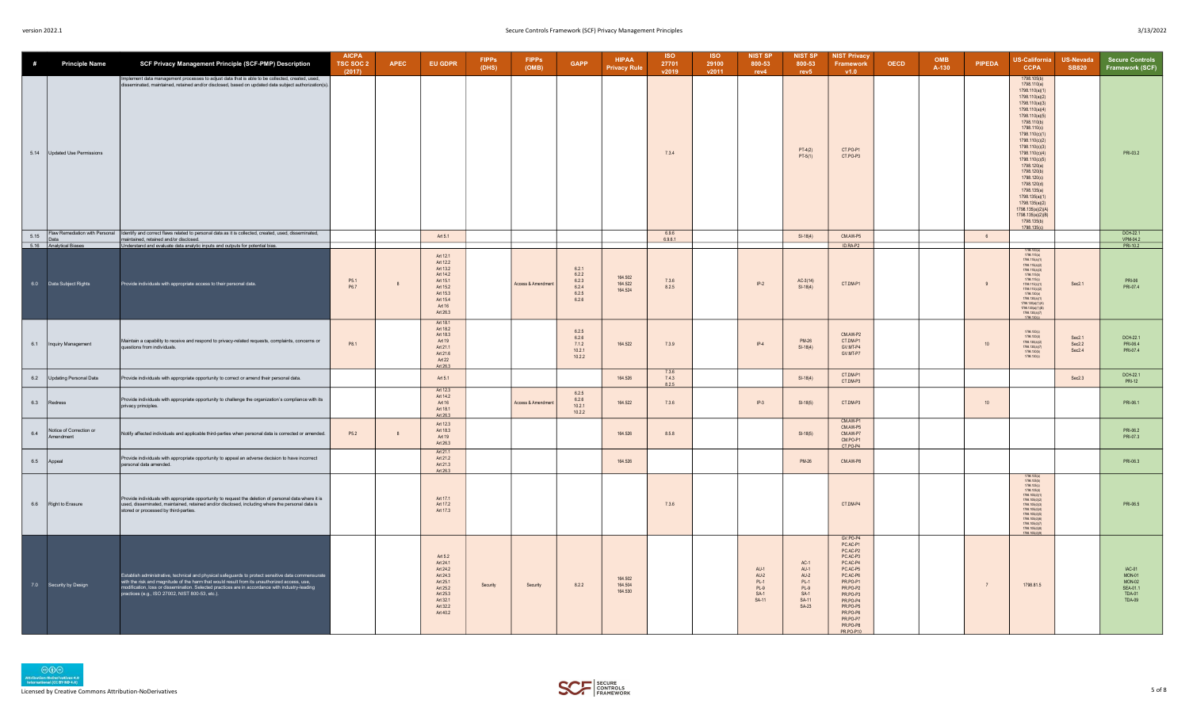| # | Principle Name | SCF Privacy Management Principle (SCF-PMP) Description | AICPA TSC SOC 2 (2017) | APEC | EU GDPR | FIPPs (DHS) | FIPPs (OMB) | GAPP | HIPAA Privacy Rule | ISO 27701 v2019 | ISO 29100 v2011 | NIST SP 800-53 rev4 | NIST SP 800-53 rev5 | NIST Privacy Framework v1.0 | OECD | OMB A-130 | PIPEDA | US-California CCPA | US-Nevada SB820 | Secure Controls Framework (SCF) |
|---|---|---|---|---|---|---|---|---|---|---|---|---|---|---|---|---|---|---|---|---|
| 5.14 | Updated Use Permissions | Implement data management processes to adjust data that is able to be collected, created, used, disseminated, maintained, retained and/or disclosed, based on updated data subject authorization(s). | | | | | | | | 7.3.4 | | | PT-4(2)<br>PT-5(1) | CT.PO-P1<br>CT.PO-P3 | | | | 1798.105(b)<br>1798.110(a)<br>1798.110(a)(1)<br>1798.110(a)(2)<br>1798.110(a)(3)<br>1798.110(a)(4)<br>1798.110(a)(5)<br>1798.110(b)<br>1798.110(c)<br>1798.110(c)(1)<br>1798.110(c)(2)<br>1798.110(c)(3)<br>1798.110(c)(4)<br>1798.110(c)(5)<br>1798.120(a)<br>1798.120(b)<br>1798.120(c)<br>1798.120(d)<br>1798.135(a)<br>1798.135(a)(1)<br>1798.135(a)(2)<br>1798.135(a)(2)(A)<br>1798.135(a)(2)(B)<br>1798.135(b)<br>1798.135(c) | | PRI-03.2 |
| 5.15 | Flaw Remediation with Personal Data | Identify and correct flaws related to personal data as it is collected, created, used, disseminated, maintained, retained and/or disclosed. | | | Art 5.1 | | | | | 6.9.6<br>6.9.6.1 | | | SI-18(4) | CM.AW-P5 | | | 6 | | | DCH-22.1<br>VPM-04.2 |
| 5.16 | Analytical Biases | Understand and evaluate data analytic inputs and outputs for potential bias. | | | | | | | | | | | | ID.RA-P2 | | | | | | PRI-10.2 |
| 6.0 | Data Subject Rights | Provide individuals with appropriate access to their personal data. | P5.1<br>P6.7 | 8 | Art 12.1<br>Art 12.2<br>Art 13.2<br>Art 14.2<br>Art 15.1<br>Art 15.2<br>Art 15.3<br>Art 15.4<br>Art 16<br>Art 26.3 | | Access & Amendment | 6.2.1<br>6.2.2<br>6.2.3<br>6.2.4<br>6.2.5<br>6.2.6 | 164.502<br>164.522<br>164.524 | 7.3.6<br>8.2.5 | | IP-2 | AC-3(14)<br>SI-18(4) | CT.DM-P1 | | | 9 | 1798.100(a)<br>1798.110(a)<br>1798.110(a)(1)<br>1798.110(a)(3)<br>1798.110(b)<br>1798.115(a)<br>1798.115(c)<br>1798.115(c)(1)<br>1798.115(c)(2)<br>1798.130(a)<br>1798.130(a)(1)<br>1798.130(a)(7)(A)<br>1798.130(a)(7)(B)<br>1798.135(a)(7)<br>1798.135(c) | Sec2.1 | PRI-06<br>PRI-07.4 |
| 6.1 | Inquiry Management | Maintain a capability to receive and respond to privacy-related requests, complaints, concerns or questions from individuals. | P8.1 | | Art 18.1<br>Art 18.2<br>Art 18.3<br>Art 19<br>Art 21.1<br>Art 21.6<br>Art 22<br>Art 26.3 | | | 6.2.5<br>6.2.6<br>7.1.2<br>10.2.1<br>10.2.2 | 164.522 | 7.3.9 | | IP-4 | PM-26<br>SI-18(4) | CM.AW-P2<br>CT.DM-P1<br>GV.MT-P4<br>GV.MT-P7 | | | 10 | 1798.100(c)<br>1798.100(d)<br>1798.130(a)(2)<br>1798.130(a)(7)<br>1798.130(b)<br>1798.130(c) | Sec2.1<br>Sec2.2<br>Sec2.4 | DCH-22.1<br>PRI-06.4<br>PRI-07.4 |
| 6.2 | Updating Personal Data | Provide individuals with appropriate opportunity to correct or amend their personal data. | | | Art 5.1 | | | | 164.526 | 7.3.6<br>7.4.3<br>8.2.5 | | | SI-18(4) | CT.DM-P1<br>CT.DM-P3 | | | | | Sec2.3 | DCH-22.1<br>PRI-12 |
| 6.3 | Redress | Provide individuals with appropriate opportunity to challenge the organization's compliance with its privacy principles. | | | Art 12.3<br>Art 14.2<br>Art 16<br>Art 18.1<br>Art 26.3 | | Access & Amendment | 6.2.5<br>6.2.6<br>10.2.1<br>10.2.2 | 164.522 | 7.3.6 | | IP-3 | SI-18(5) | CT.DM-P3 | | | 10 | | | PRI-06.1 |
| 6.4 | Notice of Correction or Amendment | Notify affected individuals and applicable third-parties when personal data is corrected or amended. | P5.2 | 8 | Art 12.3<br>Art 18.3<br>Art 19<br>Art 26.3 | | | | 164.526 | 8.5.8 | | | SI-18(5) | CM.AW-P1<br>CM.AW-P5<br>CM.AW-P7<br>CM.PO-P1<br>CT.PO-P4 | | | | | | PRI-06.2<br>PRI-07.3 |
| 6.5 | Appeal | Provide individuals with appropriate opportunity to appeal an adverse decision to have incorrect personal data amended. | | | Art 21.1<br>Art 21.2<br>Art 21.3<br>Art 26.3 | | | | 164.526 | | | | PM-26 | CM.AW-P8 | | | | | | PRI-06.3 |
| 6.6 | Right to Erasure | Provide individuals with appropriate opportunity to request the deletion of personal data where it is used, disseminated, maintained, retained and/or disclosed, including where the personal data is stored or processed by third-parties. | | | Art 17.1<br>Art 17.2<br>Art 17.3 | | | | | 7.3.6 | | | | CT.DM-P4 | | | | 1798.105(a)<br>1798.105(b)<br>1798.105(c)<br>1798.105(d)<br>1798.105(d)(1)<br>1798.105(d)(2)<br>1798.105(d)(3)<br>1798.105(d)(4)<br>1798.105(d)(5)<br>1798.105(d)(6)<br>1798.105(d)(7)<br>1798.105(d)(8)<br>1798.105(d)(9) | | PRI-06.5 |
| 7.0 | Security by Design | Establish administrative, technical and physical safeguards to protect sensitive data commensurate with the risk and magnitude of the harm that would result from its unauthorized access, use, modification, loss or dissemination. Selected practices are in accordance with industry-leading practices (e.g., ISO 27002, NIST 800-53, etc.). | | | Art 5.2<br>Art 24.1<br>Art 24.2<br>Art 24.3<br>Art 25.1<br>Art 25.2<br>Art 25.3<br>Art 32.1<br>Art 32.2<br>Art 40.2 | Security | Security | 8.2.2 | 164.502<br>164.504<br>164.530 | | | AU-1<br>AU-2<br>PL-1<br>PL-9<br>SA-1<br>SA-11 | AC-1<br>AU-1<br>AU-2<br>PL-1<br>PL-9<br>SA-1<br>SA-11<br>SA-23 | GV.PO-P4<br>PC.AC-P1<br>PC.AC-P2<br>PC.AC-P3<br>PC.AC-P4<br>PC.AC-P5<br>PC.AC-P6<br>PR.PO-P1<br>PR.PO-P2<br>PR.PO-P3<br>PR.PO-P4<br>PR.PO-P5<br>PR.PO-P6<br>PR.PO-P7<br>PR.PO-P8<br>PR.PO-P10 | | | 7 | 1798.81.5 | | IAC-01<br>MON-01<br>MON-02<br>SEA-01.1<br>TDA-01<br>TDA-09 |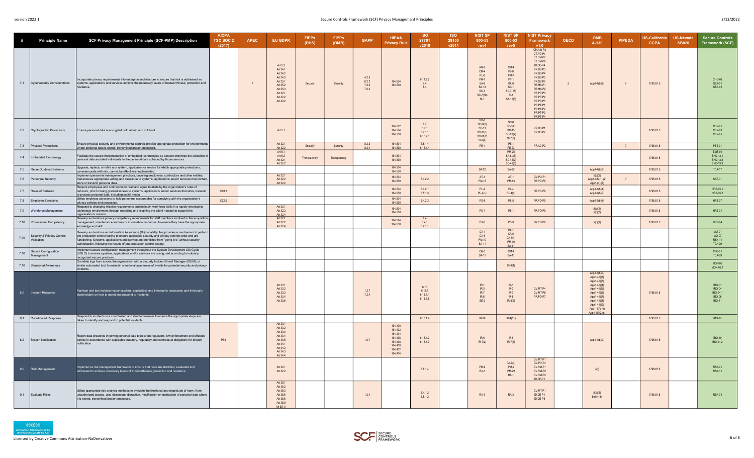| # | Principle Name | SCF Privacy Management Principle (SCF-PMP) Description | AICPA TSC SOC 2 (2017) | APEC | EU GDPR | FIPPs (DHS) | FIPPs (OMB) | GAPP | HIPAA Privacy Rule | ISO 27701 v2019 | ISO 29100 v2011 | NIST SP 800-53 rev4 | NIST SP 800-53 rev5 | NIST Privacy Framework v1.0 | OECD | OMB A-130 | PIPEDA | US-California CCPA | US-Nevada SB820 | Secure Controls Framework (SCF) |
|---|---|---|---|---|---|---|---|---|---|---|---|---|---|---|---|---|---|---|---|---|
| 7.1 | Cybersecurity Considerations | Incorporate privacy requirements into enterprise architecture to ensure that risk is addressed so systems, applications and services achieve the necessary levels of trustworthiness, protection and resilience. | | 7 | Art 5.2 Art 24.1 Art 24.2 Art 24.3 Art 25.1 Art 25.2 Art 25.3 Art 32.1 Art 32.2 Art 40.2 | Security | Security | 4.2.3 6.2.2 7.2.2 7.2.3 | 164.504 164.530 | 6.11.2.5 7.4 8.4 | | AR-7 CM-4 PL-8 PM-7 SA-8 SA-13 SC-1 SC-7(18) SI-1 | CM-4 PL-8 PM-7 PT-1 SA-8 SC-1 SC-7(18) SI-1 SA-15(5) | CM.AW-P3 CT.PO-P1 CT.DM-P7 CT.DM-P8 ID.DE-P4 PR.DS-P3 PR.DS-P4 PR.DS-P5 PR.DS-P7 PR.MA-P1 PR.MA-P2 PR.PP-P3 PR.PP-P4 PR.PP-P5 PR.PT-P1 PR.PT-P2 PR.PT-P3 PR.PT-P4 | 5 | App1-4(b)(5) | 7 | 1798.81.5 | | CHG-03 SEA-01 SEA-02 |
| 7.2 | Cryptographic Protections | Ensure personal data is encrypted both at rest and in transit. | | | Art 5.1 | | | | 164.502 164.504 164.530 | 6.7 6.7.1 6.7.1.1 6.10.2.3 | | SC-8 SC-8(2) SC-13 SC-13(1) SC-28(2) SI-7(6) | SC-8 SC-8(2) SC-13 SC-28(2) SI-7(6) | PR.DS-P1 PR.DS-P2 | | | | 1798.81.5 | | CRY-01 CRY-03 CRY-05 |
| 7.3 | Physical Protections | Ensure physical security and environmental controls provide appropriate protection for environments where personal data is stored, transmitted and/or processed. | | | Art 32.1 Art 32.2 | Security | Security | 8.2.3 8.2.4 | 164.504 164.530 | 6.8.1.4 6.15.1.4 | | PE-1 | PE-1 PE-23 | PR.AC-P2 | | | 7 | 1798.81.5 | | PES-01 |
| 7.4 | Embedded Technology | Facilitate the secure implementation of embedded technologies so sensors minimize the collection of personal data and alert individuals to the personal data collected by those sensors. | | | Art 5.1 Art 5.2 Art 32.1 Art 32.2 | Transparency | Transparency | | 164.504 164.530 | | | | PM-25 SA-8(33) SC-42(2) SC-42(5) | | | | | 1798.81.5 | | EMB-01 END-13.1 END-13.2 END-13.3 |
| 7.5 | Retire Outdated Systems | Upgrade, replace, or retire any system, application or service for which appropriate protections, commensurate with risk, cannot be effectively implemented. | | | | | | | 164.504 164.530 | | | SA-22 | SA-22 | | | App1-4(b)(3) | | | | TDA-17 |
| 7.6 | Personnel Security | Implement personnel management practices, covering employees, contractors and other entities, that ensures appropriate vetting and clearance to systems, applications and/or services that contain, store or transmit personal data | | | Art 32.1 Art 32.2 Art 32.4 | | | | 164.504 164.530 | 6.4.2.2 | | AT-1 PM-13 | AT-1 PM-13 | GV.PO-P1 PR.PO-P9 | | 5(c)(2) App1-4(h)(1)-(2) App1-4(h)(7) | 7 | 1798.81.5 | | SAT-01 |
| 7.7 | Rules of Behavior | Require employees and contractors to read and agree to abide by the organization's rules of behavior, prior to being granted access to systems, applications and/or services that store, transmit or process personal data, including social media. | CC1.1 | | | | | | 164.504 164.530 | 6.4.2.1 6.5.1.3 | | PL-4 PL-4(1) | PL-4 PL-4(1) | PR.PO-P9 | | App1-4(h)(6) App1-4(h)(7) | | 1798.81.5 | | HRS-05.1 HRS-05.2 |
| 7.8 | Employee Sanctions | Utilize employee sanctions to hold personnel accountable for complying with the organization's privacy policies and processes. | CC1.5 | | | | | | 164.504 164.530 | 6.4.2.3 | | PS-8 | PS-8 | PR.PO-P9 | | App1-3(b)(9) | | 1798.81.5 | | HRS-07 |
| 7.9 | Workforce Management | Respond to changing mission requirements and maintain workforce skills in a rapidly-developing technology environment through recruiting and retaining the talent needed to support the organization's mission. | | | Art 32.1 Art 32.2 Art 32.4 | | | | 164.504 164.530 | | | PS-1 | PS-1 | PR.PO-P9 | | 5(c)(1) 5(c)(7) | | 1798.81.5 | | HRS-01 |
| 7.10 | Professional Competency | Develop and enforce privacy competency requirements for staff members involved in the acquisition, management, maintenance and use of information resources, to ensure they have the appropriate knowledge and skill. | | | Art 32.1 Art 32.2 Art 32.4 | | | | 164.504 164.530 | 6.4 6.4.1 6.4.1.1 | | PS-3 | PS-3 | PR.PO-P9 | | 5(c)(1) | | 1798.81.5 | | HRS-04 |
| 7.10 | Security & Privacy Control Validation | Develop and enforce an Information Assurance (IA) capability that provides a mechanism to perform pre-production control testing to ensure applicable security and privacy controls exist and are functioning. Systems, applications and services are prohibited from "going live" without security authorization, following the results of pre-production control testing. | | | | | | | | | | CA-1 CA-6 PM-10 SA-11 | CA-1 CA-6 CA-7(4) PM-10 SA-11 | | | | | | | IAO-01 IAO-07 RSK-11 TDA-09 |
| 7.10 | Secure Configuration Management | Implement secure configuration management throughout the System Development Life Cycle (SDLC) to ensure systems, applications and/or services are configured according to industry-recognized secure practices. | | | | | | | | | | CM-1 SA-11 | CM-1 SA-11 | | | | | | | CFG-01 TDA-09 |
| 7.10 | Situational Awareness | Correlate logs from across the organization with a Security Incident Event Manager (SIEM), or similar automated tool, to maintain situational awareness of events for potential security and privacy incidents. | | | | | | | | | | | IR-4(4) | | | | | | | MON-02 MON-02.1 |
| 8.0 | Incident Response | Maintain and test incident response plans, capabilities and training for employees and third-party stakeholders on how to report and respond to incidents. | | | Art 33.1 Art 33.2 Art 33.3 Art 33.4 Art 33.5 | | | 1.2.7 7.2.4 | | 6.13 6.13.1 6.13.1.1 6.13.1.5 | | IR-1 IR-3 IR-7 IR-8 SE-2 | IR-1 IR-3 IR-7 IR-8 IR-8(1) | GV.MT-P4 GV.MT-P5 PR.PO-P7 | | App1-4(b)(3) App1-4(f)(1) App1-4(f)(3) App1-4(f)(4) App1-4(f)(5) App1-4(f)(6) App1-4(f)(7) App1-4(f)(8) App1-4(f)(9) App1-4(f)(10) App1-4(j)(2)(e) | | 1798.81.5 | | IRO-01 IRO-04 IRO-04.1 IRO-06 IRO-11 |
| 8.1 | Coordinated Response | Respond to incidents in a coordinated and structured manner to ensure the appropriate steps are taken to identify and respond to potential incidents. | | | | | | | | 6.13.1.4 | | IR-10 | IR-4(11) | | | | | 1798.81.5 | | IRO-07 |
| 8.2 | Breach Notification | Report data breaches involving personal data to relevant regulators, law enforcement and affected parties in accordance with applicable statutory, regulatory and contractual obligations for breach notification. | P6.6 | | Art 33.1 Art 33.2 Art 33.3 Art 33.4 Art 33.5 Art 34.1 Art 34.2 Art 34.3 Art 34.4 | | | 1.2.7 | 164.400 164.402 164.404 164.406 164.408 164.410 164.412 164.414 | 6.13.1.2 6.13.1.3 | | IR-6 IR-7(2) | IR-6 IR-7(2) | | | App1-4(b)(3) | | 1798.81.5 | | IRO-10 IRO-11.2 |
| 9.0 | Risk Management | Implement a risk management framework to ensure that risks are identified, evaluated and addressed to achieve necessary levels of trustworthiness, protection and resilience. | | | Art 32.1 Art 32.2 | | | | | 6.8.1.4 | | PM-9 RA-1 | CA-7(4) PM-9 PM-28 RA-1 | GV.MT-P1 GV.PO-P4 GV.RM-P1 GV.RM-P2 GV.RM-P3 ID.DE-P1 | | 4(i) | | 1798.81.5 | | RSK-01 RSK-11 |
| 9.1 | Evaluate Risks | Utilize appropriate risk analysis methods to evaluate the likelihood and magnitude of harm, from unauthorized access, use, disclosure, disruption, modification or destruction of personal data where it is stored, transmitted and/or processed. | | | Art 35.1 Art 35.2 Art 35.3 Art 35.6 Art 35.8 Art 35.9 Art 35.11 | | | 1.2.4 | | 5.4.1.2 6.8.1.2 | | RA-3 | RA-3 | GV.MT-P1 ID.DE-P1 ID.DE-P5 | | 5(d)(3) 5(d)(4)(b) | | 1798.81.5 | | RSK-04 |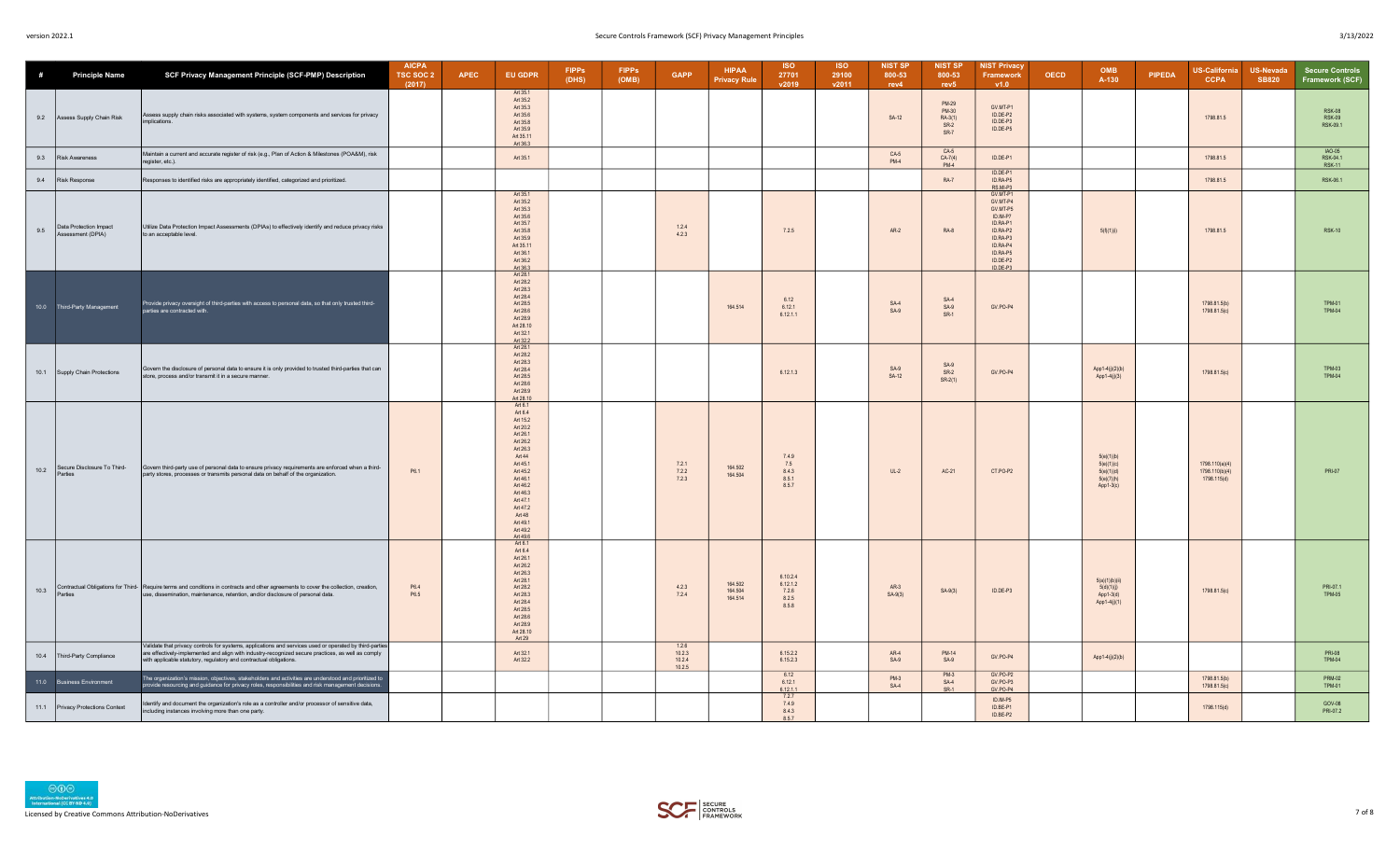| # | Principle Name | SCF Privacy Management Principle (SCF-PMP) Description | AICPA TSC SOC 2 (2017) | APEC | EU GDPR | FIPPs (DHS) | FIPPs (OMB) | GAPP | HIPAA Privacy Rule | ISO 27701 v2019 | ISO 29100 v2011 | NIST SP 800-53 rev4 | NIST SP 800-53 rev5 | NIST Privacy Framework v1.0 | OECD | OMB A-130 | PIPEDA | US-California CCPA | US-Nevada SB820 | Secure Controls Framework (SCF) |
|---|---|---|---|---|---|---|---|---|---|---|---|---|---|---|---|---|---|---|---|---|
| 9.2 | Assess Supply Chain Risk | Assess supply chain risks associated with systems, system components and services for privacy implications. | | | Art 35.1<br>Art 35.2<br>Art 35.3<br>Art 35.6<br>Art 35.8<br>Art 35.9<br>Art 35.11<br>Art 36.3 | | | | | | | SA-12 | PM-29<br>PM-30<br>RA-3(1)<br>SR-2<br>SR-7 | GV.MT-P1<br>ID.DE-P2<br>ID.DE-P3<br>ID.DE-P5 | | | | 1798.81.5 | | RSK-08<br>RSK-09<br>RSK-09.1 |
| 9.3 | Risk Awareness | Maintain a current and accurate register of risk (e.g., Plan of Action & Milestones (POA&M), risk register, etc.). | | | Art 35.1 | | | | | | | CA-5<br>PM-4 | CA-5<br>CA-7(4)<br>PM-4 | ID.DE-P1 | | | | 1798.81.5 | | IAO-05<br>RSK-04.1<br>RSK-11 |
| 9.4 | Risk Response | Responses to identified risks are appropriately identified, categorized and prioritized. | | | | | | | | | | | RA-7 | ID.DE-P1<br>ID.RA-P5<br>RS.MI-P3 | | | | 1798.81.5 | | RSK-06.1 |
| 9.5 | Data Protection Impact Assessment (DPIA) | Utilize Data Protection Impact Assessments (DPIAs) to effectively identify and reduce privacy risks to an acceptable level. | | | Art 35.1<br>Art 35.2<br>Art 35.3<br>Art 35.6<br>Art 35.7<br>Art 35.8<br>Art 35.9<br>Art 35.11<br>Art 36.1<br>Art 36.2<br>Art 36.3 | | | 1.2.4<br>4.2.3 | | 7.2.5 | | AR-2 | RA-8 | GV.MT-P1<br>GV.MT-P4<br>GV.MT-P5<br>ID.IM-P7<br>ID.RA-P1<br>ID.RA-P2<br>ID.RA-P3<br>ID.RA-P4<br>ID.RA-P5<br>ID.DE-P2<br>ID.DE-P3 | | 5(f)(1)(i) | | 1798.81.5 | | RSK-10 |
| 10.0 | Third-Party Management | Provide privacy oversight of third-parties with access to personal data, so that only trusted third-parties are contracted with. | | | Art 28.1<br>Art 28.2<br>Art 28.3<br>Art 28.4<br>Art 28.5<br>Art 28.6<br>Art 28.9<br>Art 28.10<br>Art 32.1<br>Art 32.2 | | | | 164.514 | 6.12<br>6.12.1<br>6.12.1.1 | | SA-4<br>SA-9 | SA-4<br>SA-9<br>SR-1 | GV.PO-P4 | | | | 1798.81.5(b)<br>1798.81.5(c) | | TPM-01<br>TPM-04 |
| 10.1 | Supply Chain Protections | Govern the disclosure of personal data to ensure it is only provided to trusted third-parties that can store, process and/or transmit it in a secure manner. | | | Art 28.1<br>Art 28.2<br>Art 28.3<br>Art 28.4<br>Art 28.5<br>Art 28.6<br>Art 28.9<br>Art 28.10 | | | | | 6.12.1.3 | | SA-9<br>SA-12 | SA-9<br>SR-2<br>SR-2(1) | GV.PO-P4 | | App1-4(j)(2)(b)<br>App1-4(j)(3) | | 1798.81.5(c) | | TPM-03<br>TPM-04 |
| 10.2 | Secure Disclosure To Third-Parties | Govern third-party use of personal data to ensure privacy requirements are enforced when a third-party stores, processes or transmits personal data on behalf of the organization. | P6.1 | | Art 6.1<br>Art 6.4<br>Art 15.2<br>Art 20.2<br>Art 26.1<br>Art 26.2<br>Art 26.3<br>Art 44<br>Art 45.1<br>Art 45.2<br>Art 46.1<br>Art 46.2<br>Art 46.3<br>Art 47.1<br>Art 47.2<br>Art 48<br>Art 49.1<br>Art 49.2<br>Art 49.6 | | | 7.2.1<br>7.2.2<br>7.2.3 | 164.502<br>164.504 | 7.4.9<br>7.5<br>8.4.3<br>8.5.1<br>8.5.7 | | UL-2 | AC-21 | CT.PO-P2 | | 5(e)(1)(b)<br>5(e)(1)(c)<br>5(e)(1)(d)<br>5(e)(7)(h)<br>App1-3(c) | | 1798.110(a)(4)<br>1798.110(b)(4)<br>1798.115(d) | | PRI-07 |
| 10.3 | Contractual Obligations for Third-Parties | Require terms and conditions in contracts and other agreements to cover the collection, creation, use, dissemination, maintenance, retention, and/or disclosure of personal data. | P6.4<br>P6.5 | | Art 6.1<br>Art 6.4<br>Art 26.1<br>Art 26.2<br>Art 26.3<br>Art 28.1<br>Art 28.2<br>Art 28.3<br>Art 28.4<br>Art 28.5<br>Art 28.6<br>Art 28.9<br>Art 28.10<br>Art 29 | | | 4.2.3<br>7.2.4 | 164.502<br>164.504<br>164.514 | 6.10.2.4<br>6.12.1.2<br>7.2.6<br>8.2.5<br>8.5.8 | | AR-3<br>SA-9(3) | SA-9(3) | ID.DE-P3 | | 5(a)(1)(b)(iii)<br>5(d)(1)(j)<br>App1-3(d)<br>App1-4(j)(1) | | 1798.81.5(c) | | PRI-07.1<br>TPM-05 |
| 10.4 | Third-Party Compliance | Validate that privacy controls for systems, applications and services used or operated by third-parties are effectively-implemented and align with industry-recognized secure practices, as well as comply with applicable statutory, regulatory and contractual obligations. | | | Art 32.1<br>Art 32.2 | | | 1.2.6<br>10.2.3<br>10.2.4<br>10.2.5 | | 6.15.2.2<br>6.15.2.3 | | AR-4<br>SA-9 | PM-14<br>SA-9 | GV.PO-P4 | | App1-4(j)(2)(b) | | | | PRI-08<br>TPM-04 |
| 11.0 | Business Environment | The organization's mission, objectives, stakeholders and activities are understood and prioritized to provide resourcing and guidance for privacy roles, responsibilities and risk management decisions. | | | | | | | | 6.12<br>6.12.1<br>6.12.1.1 | | PM-3<br>SA-4 | PM-3<br>SA-4<br>SR-1 | GV.PO-P2<br>GV.PO-P3<br>GV.PO-P4 | | | | 1798.81.5(b)<br>1798.81.5(c) | | PRM-02<br>TPM-01 |
| 11.1 | Privacy Protections Context | Identify and document the organization's role as a controller and/or processor of sensitive data, including instances involving more than one party. | | | | | | | | 7.2.7<br>7.4.9<br>8.4.3<br>8.5.7 | | | | ID.IM-P5<br>ID.BE-P1<br>ID.BE-P2 | | | | 1798.115(d) | | GOV-08<br>PRI-07.2 |

Licensed by Creative Commons Attribution-NoDerivatives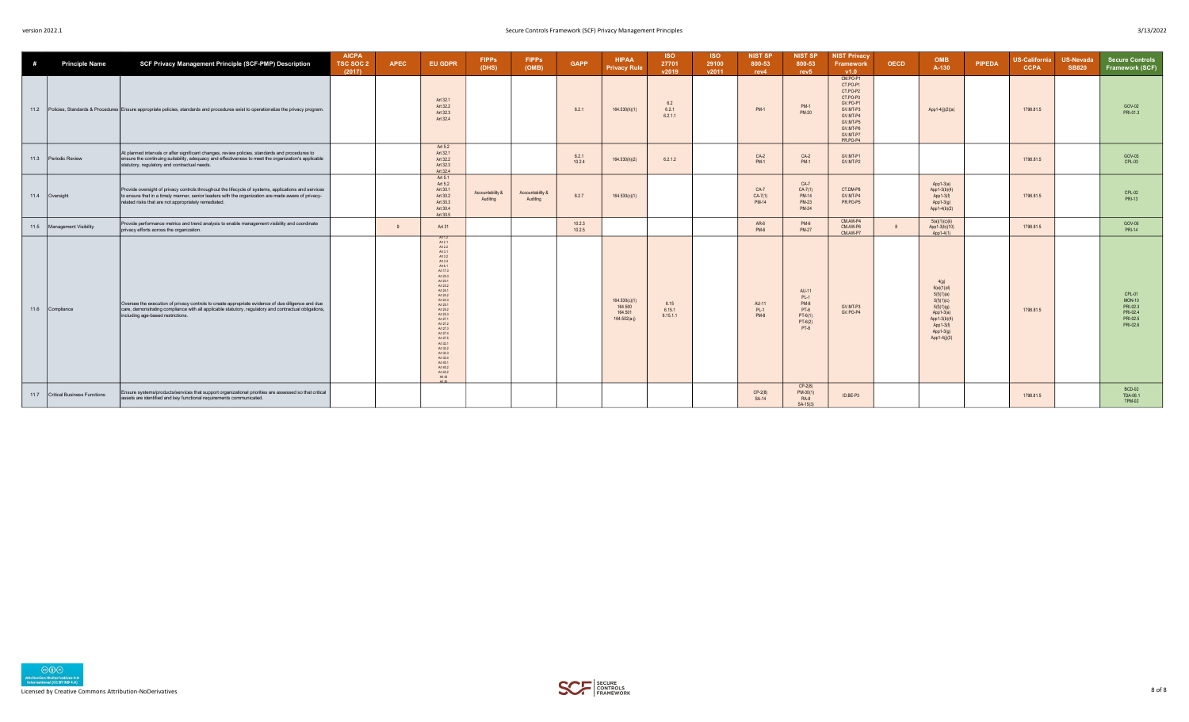| # | Principle Name | SCF Privacy Management Principle (SCF-PMP) Description | AICPA TSC SOC 2 (2017) | APEC | EU GDPR | FIPPs (DHS) | FIPPs (OMB) | GAPP | HIPAA Privacy Rule | ISO 27701 v2019 | ISO 29100 v2011 | NIST SP 800-53 rev4 | NIST SP 800-53 rev5 | NIST Privacy Framework v1.0 | OECD | OMB A-130 | PIPEDA | US-California CCPA | US-Nevada SB820 | Secure Controls Framework (SCF) |
|---|---|---|---|---|---|---|---|---|---|---|---|---|---|---|---|---|---|---|---|---|
| 11.2 | Policies, Standards & Procedures | Ensure appropriate policies, standards and procedures exist to operationalize the privacy program. | | | Art 32.1<br>Art 32.2<br>Art 32.3<br>Art 32.4 | | | 8.2.1 | 164.530(h)(1) | 6.2<br>6.2.1<br>6.2.1.1 | | PM-1 | PM-1<br>PM-20 | CM.PO-P1<br>CT.PO-P1<br>CT.PO-P2<br>CT.PO-P3<br>GV.PO-P1<br>GV.MT-P3<br>GV.MT-P4<br>GV.MT-P5<br>GV.MT-P6<br>GV.MT-P7<br>PR.PO-P4 | | App1-4(j)(2)(a) | | 1798.81.5 | | GOV-02<br>PRI-01.3 |
| 11.3 | Periodic Review | At planned intervals or after significant changes, review policies, standards and procedures to ensure the continuing suitability, adequacy and effectiveness to meet the organization's applicable statutory, regulatory and contractual needs. | | | Art 5.2<br>Art 32.1<br>Art 32.2<br>Art 32.3<br>Art 32.4 | | | 8.2.1<br>10.2.4 | 164.530(h)(2) | 6.2.1.2 | | CA-2<br>PM-1 | CA-2<br>PM-1 | GV.MT-P1<br>GV.MT-P2 | | | | 1798.81.5 | | GOV-03<br>CPL-03 |
| 11.4 | Oversight | Provide oversight of privacy controls throughout the lifecycle of systems, applications and services to ensure that in a timely manner, senior leaders with the organization are made aware of privacy-related risks that are not appropriately remediated. | | | Art 5.1<br>Art 5.2<br>Art 30.1<br>Art 30.2<br>Art 30.3<br>Art 30.4<br>Art 30.5 | Accountability & Auditing | Accountability & Auditing | 8.2.7 | 164.530(c)(1) | | | CA-7<br>CA-7(1)<br>PM-14 | CA-7<br>CA-7(1)<br>PM-14<br>PM-23<br>PM-24 | CT.DM-P8<br>GV.MT-P4<br>PR.PO-P5 | | App1-3(a)<br>App1-3(b)(4)<br>App1-3(f)<br>App1-3(g)<br>App1-4(b)(2) | | 1798.81.5 | | CPL-02<br>PRI-13 |
| 11.5 | Management Visibility | Provide performance metrics and trend analysis to enable management visibility and coordinate privacy efforts across the organization. | | 9 | Art 31 | | | 10.2.3<br>10.2.5 | | | | AR-6<br>PM-6 | PM-6<br>PM-27 | CM.AW-P4<br>CM.AW-P6<br>CM.AW-P7 | 8 | 5(a)(1)(c)(ii)<br>App1-3(b)(10)<br>App1-4(1) | | 1798.81.5 | | GOV-05<br>PRI-14 |
| 11.6 | Compliance | Oversee the execution of privacy controls to create appropriate evidence of due diligence and due care, demonstrating compliance with all applicable statutory, regulatory and contractual obligations, including age-based restrictions. | | | Art 1.2<br>Art 2.1<br>Art 2.2<br>Art 3.1<br>Art 3.2<br>Art 3.3<br>Art 8.1<br>Art 17.3<br>Art 20.3<br>Art 23.1<br>Art 23.2<br>Art 24.1<br>Art 24.2<br>Art 24.3<br>Art 25.1<br>Art 25.2<br>Art 25.3<br>Art 27.1<br>Art 27.2<br>Art 27.3<br>Art 27.4<br>Art 27.5<br>Art 32.1<br>Art 32.2<br>Art 32.3<br>Art 32.4<br>Art 40.1<br>Art 40.2<br>Art 40.3<br>Art 43<br>Art 58 | | | | 164.530(c)(1)<br>164.500<br>164.501<br>164.502(a-j) | 6.15<br>6.15.1<br>6.15.1.1 | | AU-11<br>PL-1<br>PM-8 | AU-11<br>PL-1<br>PM-8<br>PT-6<br>PT-6(1)<br>PT-6(2)<br>PT-8 | GV.MT-P3<br>GV.PO-P4 | | 4(g)<br>5(a)(1)(d)<br>5(f)(1)(a)<br>5(f)(1)(c)<br>5(f)(1)(g)<br>App1-3(a)<br>App1-3(b)(4)<br>App1-3(f)<br>App1-3(g)<br>App1-4(j)(3) | | 1798.81.5 | | CPL-01<br>MON-10<br>PRI-02.3<br>PRI-02.4<br>PRI-02.5<br>PRI-02.6 |
| 11.7 | Critical Business Functions | Ensure systems/products/services that support organizational priorities are assessed so that critical assets are identified and key functional requirements communicated. | | | | | | | | | | CP-2(8)<br>SA-14 | CP-2(8)<br>PM-30(1)<br>RA-9<br>SA-15(3) | ID.BE-P3 | | | | 1798.81.5 | | BCD-02<br>TDA-06.1<br>TPM-02 |

Licensed by Creative Commons Attribution-NoDerivatives